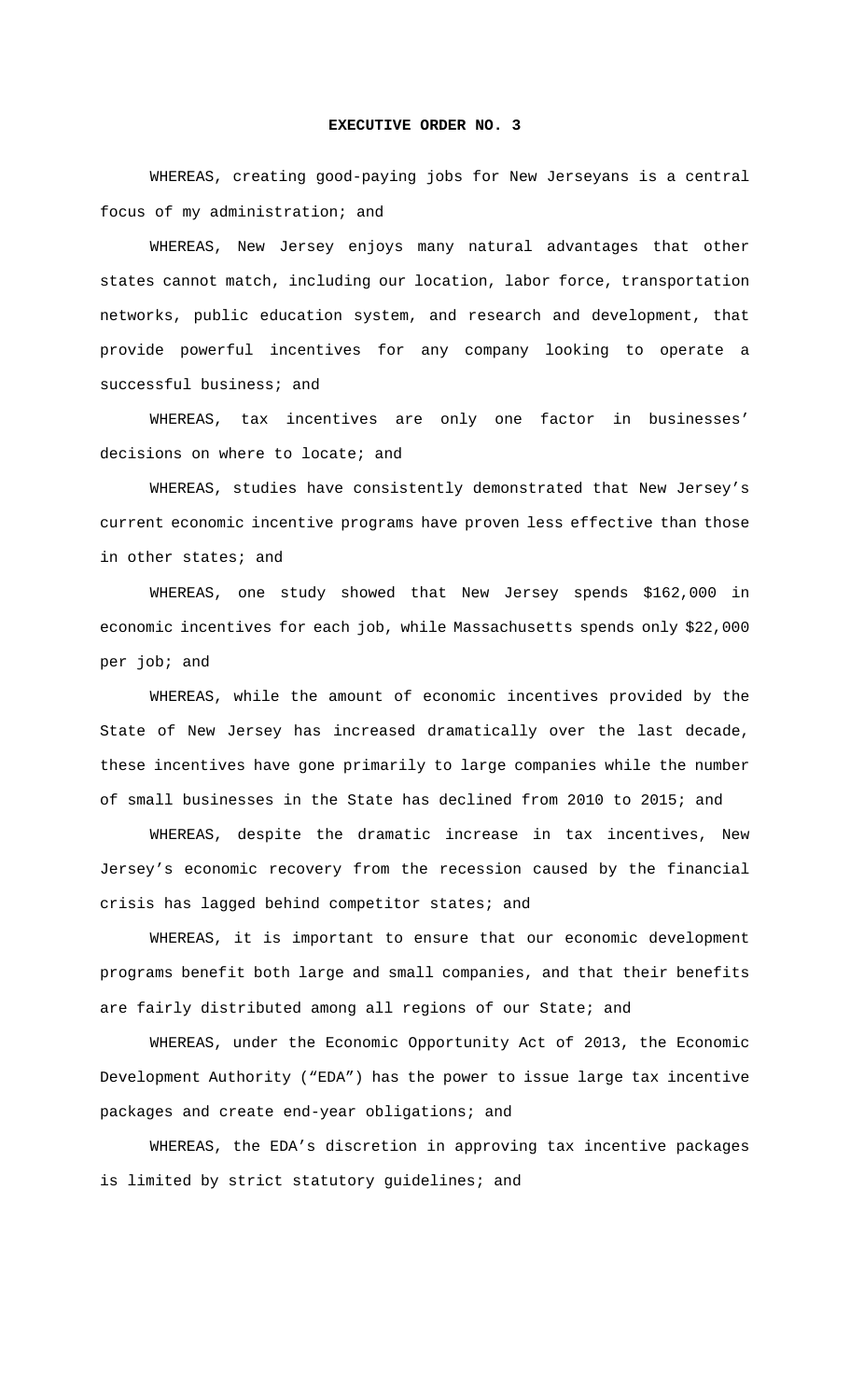**EXECUTIVE ORDER NO. 3**

WHEREAS, creating good-paying jobs for New Jerseyans is a central focus of my administration; and

WHEREAS, New Jersey enjoys many natural advantages that other states cannot match, including our location, labor force, transportation networks, public education system, and research and development, that provide powerful incentives for any company looking to operate a successful business; and

WHEREAS, tax incentives are only one factor in businesses' decisions on where to locate; and

WHEREAS, studies have consistently demonstrated that New Jersey's current economic incentive programs have proven less effective than those in other states; and

WHEREAS, one study showed that New Jersey spends $162,000 in economic incentives for each job, while Massachusetts spends only $22,000 per job; and

WHEREAS, while the amount of economic incentives provided by the State of New Jersey has increased dramatically over the last decade, these incentives have gone primarily to large companies while the number of small businesses in the State has declined from 2010 to 2015; and

WHEREAS, despite the dramatic increase in tax incentives, New Jersey's economic recovery from the recession caused by the financial crisis has lagged behind competitor states; and

WHEREAS, it is important to ensure that our economic development programs benefit both large and small companies, and that their benefits are fairly distributed among all regions of our State; and

WHEREAS, under the Economic Opportunity Act of 2013, the Economic Development Authority ("EDA") has the power to issue large tax incentive packages and create end-year obligations; and

WHEREAS, the EDA's discretion in approving tax incentive packages is limited by strict statutory guidelines; and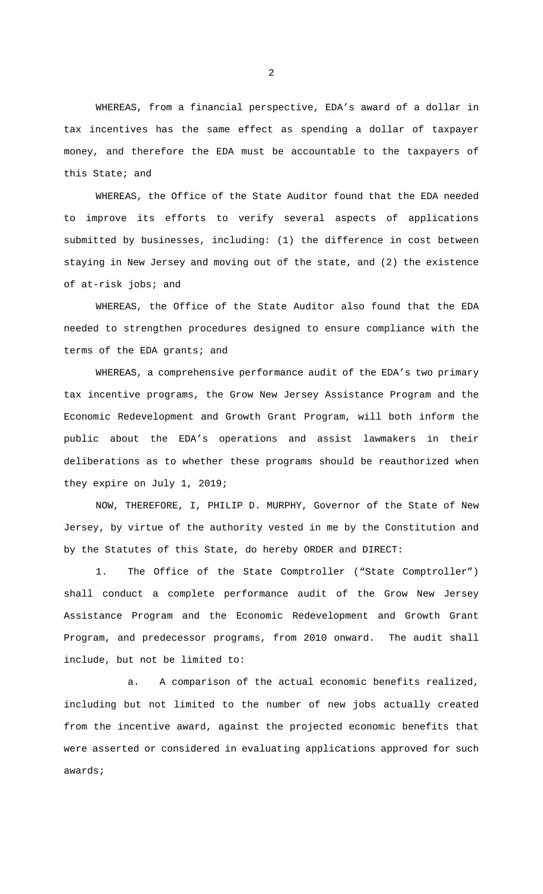WHEREAS, from a financial perspective, EDA's award of a dollar in tax incentives has the same effect as spending a dollar of taxpayer money, and therefore the EDA must be accountable to the taxpayers of this State; and

WHEREAS, the Office of the State Auditor found that the EDA needed to improve its efforts to verify several aspects of applications submitted by businesses, including: (1) the difference in cost between staying in New Jersey and moving out of the state, and (2) the existence of at-risk jobs; and

WHEREAS, the Office of the State Auditor also found that the EDA needed to strengthen procedures designed to ensure compliance with the terms of the EDA grants; and

WHEREAS, a comprehensive performance audit of the EDA's two primary tax incentive programs, the Grow New Jersey Assistance Program and the Economic Redevelopment and Growth Grant Program, will both inform the public about the EDA's operations and assist lawmakers in their deliberations as to whether these programs should be reauthorized when they expire on July 1, 2019;

NOW, THEREFORE, I, PHILIP D. MURPHY, Governor of the State of New Jersey, by virtue of the authority vested in me by the Constitution and by the Statutes of this State, do hereby ORDER and DIRECT:

1. The Office of the State Comptroller ("State Comptroller") shall conduct a complete performance audit of the Grow New Jersey Assistance Program and the Economic Redevelopment and Growth Grant Program, and predecessor programs, from 2010 onward. The audit shall include, but not be limited to:

   a. A comparison of the actual economic benefits realized, including but not limited to the number of new jobs actually created from the incentive award, against the projected economic benefits that were asserted or considered in evaluating applications approved for such awards;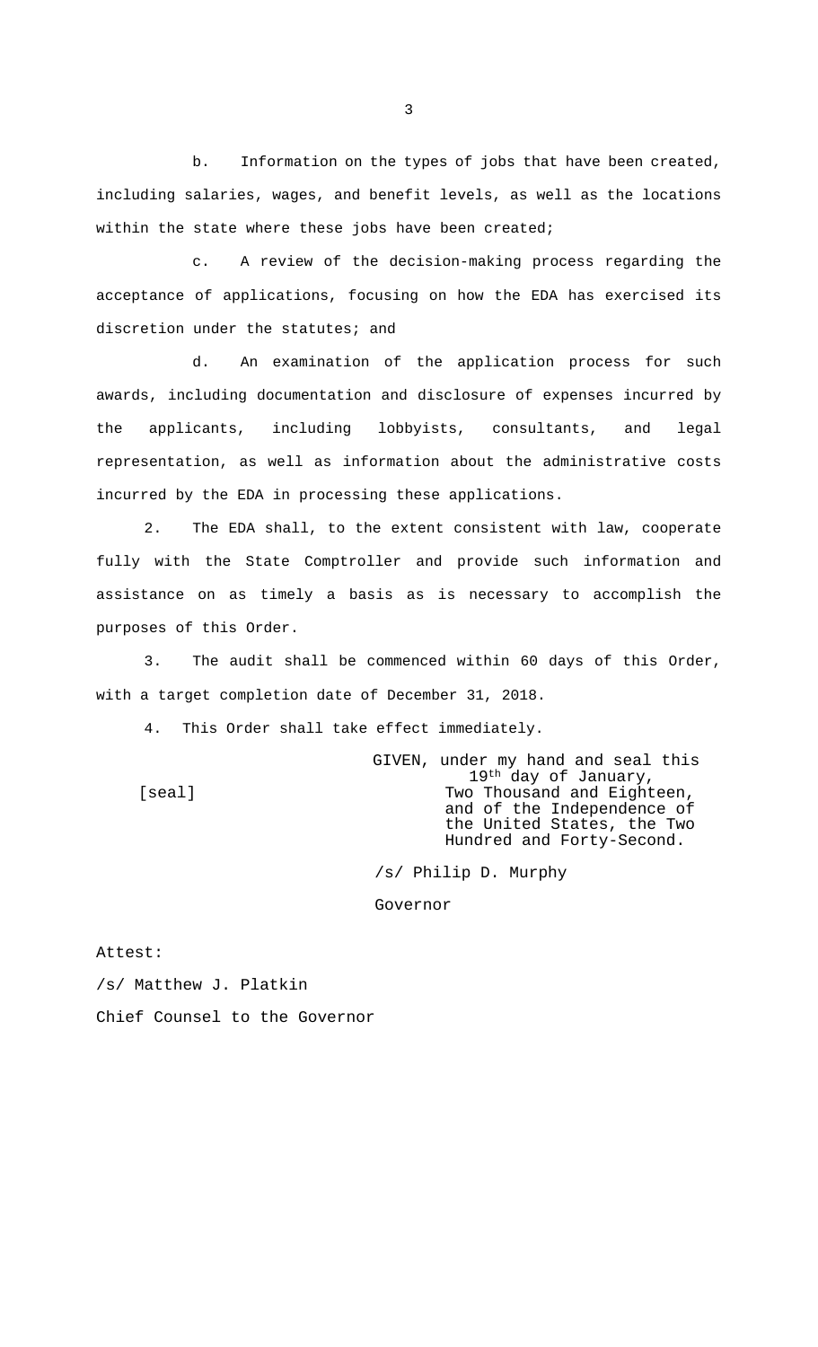b. Information on the types of jobs that have been created, including salaries, wages, and benefit levels, as well as the locations within the state where these jobs have been created;

c. A review of the decision-making process regarding the acceptance of applications, focusing on how the EDA has exercised its discretion under the statutes; and

d. An examination of the application process for such awards, including documentation and disclosure of expenses incurred by the applicants, including lobbyists, consultants, and legal representation, as well as information about the administrative costs incurred by the EDA in processing these applications.

2. The EDA shall, to the extent consistent with law, cooperate fully with the State Comptroller and provide such information and assistance on as timely a basis as is necessary to accomplish the purposes of this Order.

3. The audit shall be commenced within 60 days of this Order, with a target completion date of December 31, 2018.

4. This Order shall take effect immediately.

[seal]

GIVEN, under my hand and seal this 19th day of January, Two Thousand and Eighteen, and of the Independence of the United States, the Two Hundred and Forty-Second.

/s/ Philip D. Murphy

Governor

Attest:

/s/ Matthew J. Platkin

Chief Counsel to the Governor